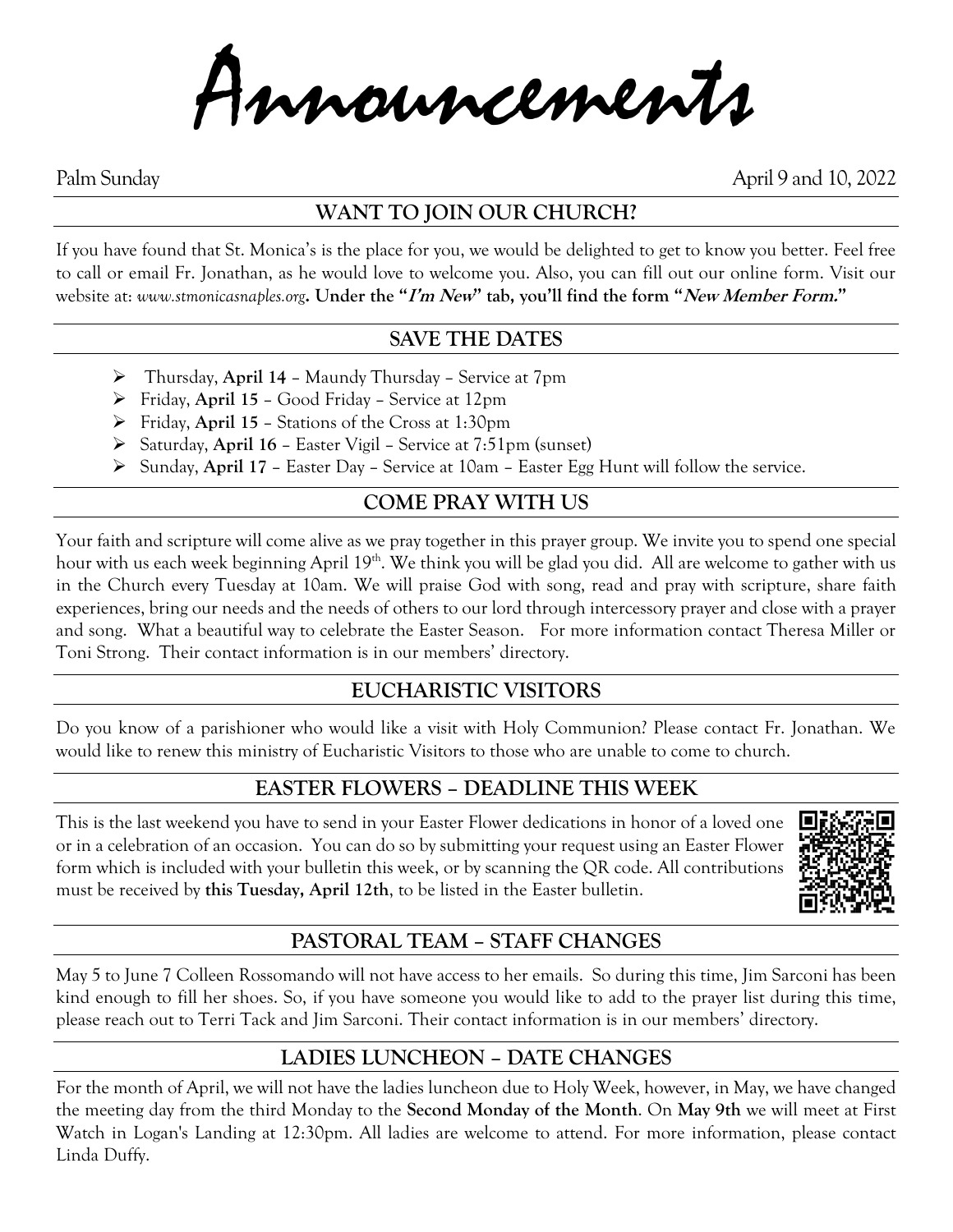# Announcements

Palm Sunday April 9 and 10, 2022

## WANT TO JOIN OUR CHURCH?

If you have found that St. Monica's is the place for you, we would be delighted to get to know you better. Feel free to call or email Fr. Jonathan, as he would love to welcome you. Also, you can fill out our online form. Visit our website at: *www.stmonicasnaples.org*. **Under the "*I'm New*" tab, you'll find the form "*New Member Form.*"**

## SAVE THE DATES

- Thursday, **April 14** – Maundy Thursday – Service at 7pm
- Friday, **April 15** – Good Friday – Service at 12pm
- Friday, **April 15** – Stations of the Cross at 1:30pm
- Saturday, **April 16** – Easter Vigil – Service at 7:51pm (sunset)
- Sunday, **April 17** – Easter Day – Service at 10am – Easter Egg Hunt will follow the service.

## COME PRAY WITH US

Your faith and scripture will come alive as we pray together in this prayer group. We invite you to spend one special hour with us each week beginning April 19th. We think you will be glad you did. All are welcome to gather with us in the Church every Tuesday at 10am. We will praise God with song, read and pray with scripture, share faith experiences, bring our needs and the needs of others to our lord through intercessory prayer and close with a prayer and song. What a beautiful way to celebrate the Easter Season. For more information contact Theresa Miller or Toni Strong. Their contact information is in our members' directory.

## EUCHARISTIC VISITORS

Do you know of a parishioner who would like a visit with Holy Communion? Please contact Fr. Jonathan. We would like to renew this ministry of Eucharistic Visitors to those who are unable to come to church.

## EASTER FLOWERS – DEADLINE THIS WEEK

This is the last weekend you have to send in your Easter Flower dedications in honor of a loved one or in a celebration of an occasion. You can do so by submitting your request using an Easter Flower form which is included with your bulletin this week, or by scanning the QR code. All contributions must be received by **this Tuesday, April 12th**, to be listed in the Easter bulletin.

## PASTORAL TEAM – STAFF CHANGES

May 5 to June 7 Colleen Rossomando will not have access to her emails. So during this time, Jim Sarconi has been kind enough to fill her shoes. So, if you have someone you would like to add to the prayer list during this time, please reach out to Terri Tack and Jim Sarconi. Their contact information is in our members' directory.

## LADIES LUNCHEON – DATE CHANGES

For the month of April, we will not have the ladies luncheon due to Holy Week, however, in May, we have changed the meeting day from the third Monday to the **Second Monday of the Month**. On **May 9th** we will meet at First Watch in Logan's Landing at 12:30pm. All ladies are welcome to attend. For more information, please contact Linda Duffy.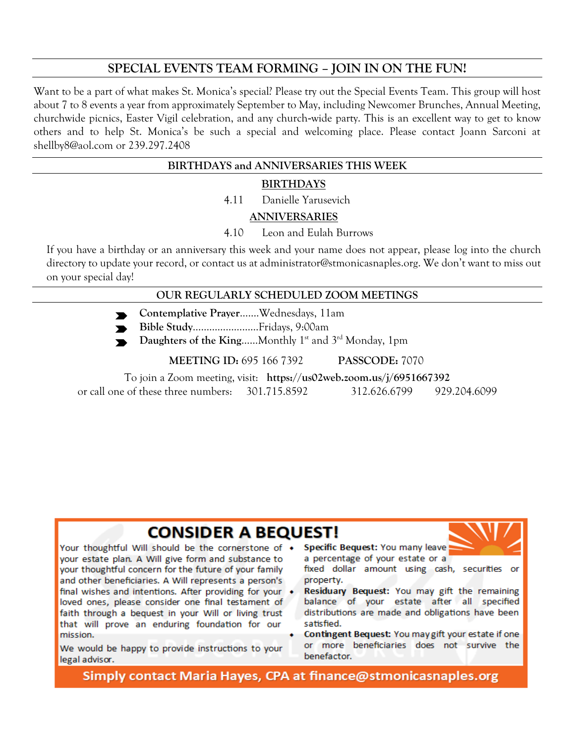## SPECIAL EVENTS TEAM FORMING – JOIN IN ON THE FUN!

Want to be a part of what makes St. Monica's special? Please try out the Special Events Team. This group will host about 7 to 8 events a year from approximately September to May, including Newcomer Brunches, Annual Meeting, churchwide picnics, Easter Vigil celebration, and any church-wide party. This is an excellent way to get to know others and to help St. Monica's be such a special and welcoming place. Please contact Joann Sarconi at shellby8@aol.com or 239.297.2408

## BIRTHDAYS and ANNIVERSARIES THIS WEEK

### BIRTHDAYS

4.11 Danielle Yarusevich

### ANNIVERSARIES

4.10 Leon and Eulah Burrows

If you have a birthday or an anniversary this week and your name does not appear, please log into the church directory to update your record, or contact us at administrator@stmonicasnaples.org. We don't want to miss out on your special day!

## OUR REGULARLY SCHEDULED ZOOM MEETINGS

- **Contemplative Prayer**.......Wednesdays, 11am
- **Bible Study**........................Fridays, 9:00am
- **Daughters of the King**......Monthly 1st and 3rd Monday, 1pm

**MEETING ID:** 695 166 7392 **PASSCODE:** 7070

To join a Zoom meeting, visit: **https://us02web.zoom.us/j/6951667392**
or call one of these three numbers: 301.715.8592 312.626.6799 929.204.6099

## CONSIDER A BEQUEST!

Your thoughtful Will should be the cornerstone of your estate plan. A Will give form and substance to your thoughtful concern for the future of your family and other beneficiaries. A Will represents a person's final wishes and intentions. After providing for your loved ones, please consider one final testament of faith through a bequest in your Will or living trust that will prove an enduring foundation for our mission.

We would be happy to provide instructions to your legal advisor.

- **Specific Bequest:** You many leave a percentage of your estate or a fixed dollar amount using cash, securities or property.
- **Residuary Bequest:** You may gift the remaining balance of your estate after all specified distributions are made and obligations have been satisfied.
- **Contingent Bequest:** You may gift your estate if one or more beneficiaries does not survive the benefactor.

**Simply contact Maria Hayes, CPA at finance@stmonicasnaples.org**